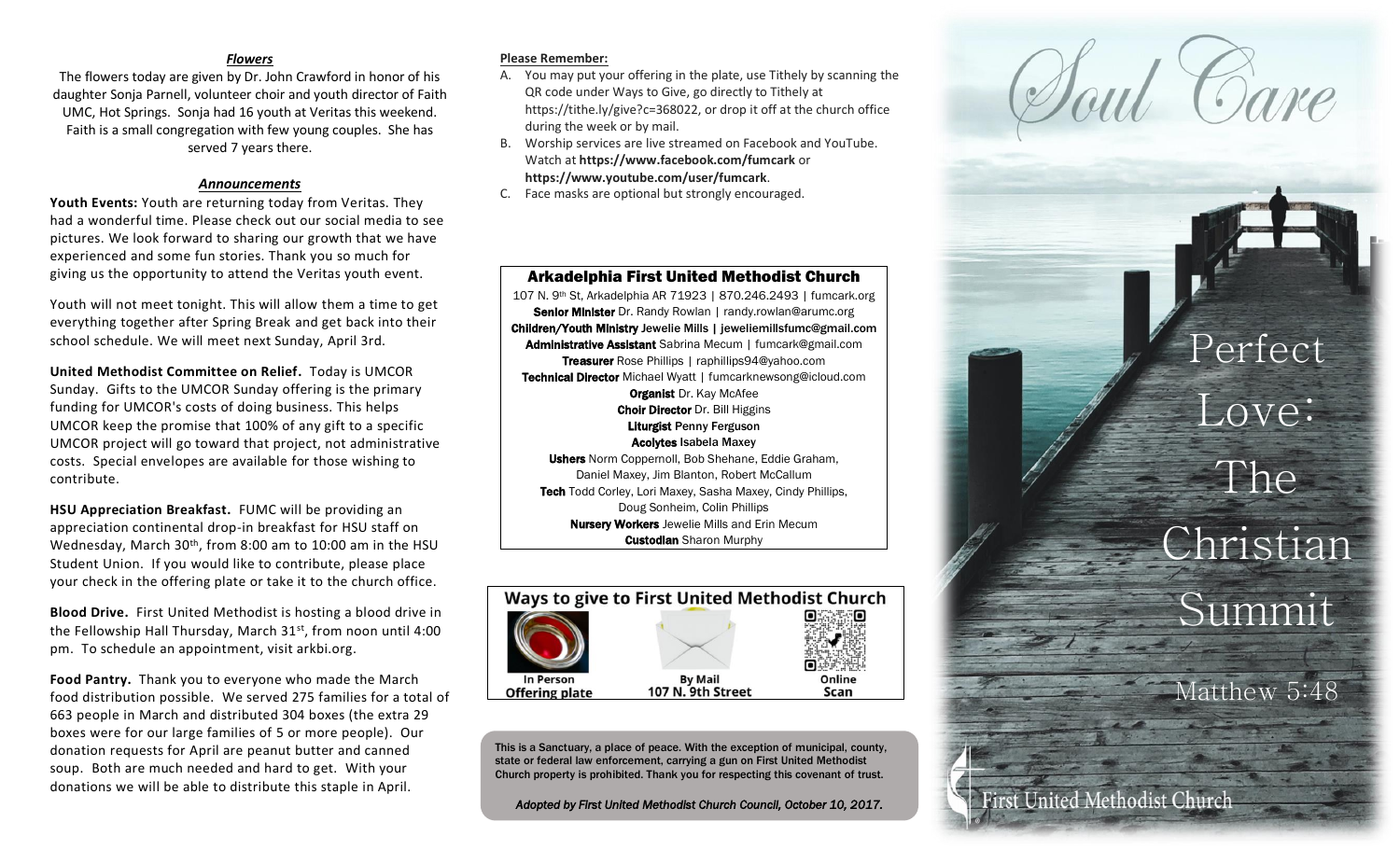### *Flowers*

The flowers today are given by Dr. John Crawford in honor of his daughter Sonja Parnell, volunteer choir and youth director of Faith UMC, Hot Springs. Sonja had 16 youth at Veritas this weekend. Faith is a small congregation with few young couples. She has served 7 years there.

### *Announcements*

**Youth Events:** Youth are returning today from Veritas. They had a wonderful time. Please check out our social media to see pictures. We look forward to sharing our growth that we have experienced and some fun stories. Thank you so much for giving us the opportunity to attend the Veritas youth event.

Youth will not meet tonight. This will allow them a time to get everything together after Spring Break and get back into their school schedule. We will meet next Sunday, April 3rd.

**United Methodist Committee on Relief.** Today is UMCOR Sunday. Gifts to the UMCOR Sunday offering is the primary funding for UMCOR's costs of doing business. This helps UMCOR keep the promise that 100% of any gift to a specific UMCOR project will go toward that project, not administrative costs. Special envelopes are available for those wishing to contribute.

**HSU Appreciation Breakfast.** FUMC will be providing an appreciation continental drop-in breakfast for HSU staff on Wednesday, March 30th, from 8:00 am to 10:00 am in the HSU Student Union. If you would like to contribute, please place your check in the offering plate or take it to the church office.

**Blood Drive.** First United Methodist is hosting a blood drive in the Fellowship Hall Thursday, March 31st, from noon until 4:00 pm. To schedule an appointment, visit arkbi.org.

**Food Pantry.** Thank you to everyone who made the March food distribution possible. We served 275 families for a total of 663 people in March and distributed 304 boxes (the extra 29 boxes were for our large families of 5 or more people). Our donation requests for April are peanut butter and canned soup. Both are much needed and hard to get. With your donations we will be able to distribute this staple in April.

**Please Remember:**

A. You may put your offering in the plate, use Tithely by scanning the QR code under Ways to Give, go directly to Tithely at https://tithe.ly/give?c=368022, or drop it off at the church office during the week or by mail.
B. Worship services are live streamed on Facebook and YouTube. Watch at **https://www.facebook.com/fumcark** or **https://www.youtube.com/user/fumcark**.
C. Face masks are optional but strongly encouraged.

**Arkadelphia First United Methodist Church**

107 N. 9th St, Arkadelphia AR 71923 | 870.246.2493 | fumcark.org
**Senior Minister** Dr. Randy Rowlan | randy.rowlan@arumc.org
**Children/Youth Ministry** Jewelie Mills | jeweliemillsfumc@gmail.com
**Administrative Assistant** Sabrina Mecum | fumcark@gmail.com
**Treasurer** Rose Phillips | raphillips94@yahoo.com
**Technical Director** Michael Wyatt | fumcarknewsong@icloud.com
**Organist** Dr. Kay McAfee
**Choir Director** Dr. Bill Higgins
**Liturgist** Penny Ferguson
**Acolytes** Isabela Maxey
**Ushers** Norm Coppernoll, Bob Shehane, Eddie Graham, Daniel Maxey, Jim Blanton, Robert McCallum
**Tech** Todd Corley, Lori Maxey, Sasha Maxey, Cindy Phillips, Doug Sonheim, Colin Phillips
**Nursery Workers** Jewelie Mills and Erin Mecum
**Custodian** Sharon Murphy

**Ways to give to First United Methodist Church**

| In Person | By Mail | Online |
| --- | --- | --- |
| Offering plate | 107 N. 9th Street | Scan |

This is a Sanctuary, a place of peace. With the exception of municipal, county, state or federal law enforcement, carrying a gun on First United Methodist Church property is prohibited. Thank you for respecting this covenant of trust.

*Adopted by First United Methodist Church Council, October 10, 2017.*

# Soul Care

## Perfect Love: The Christian Summit

Matthew 5:48

First United Methodist Church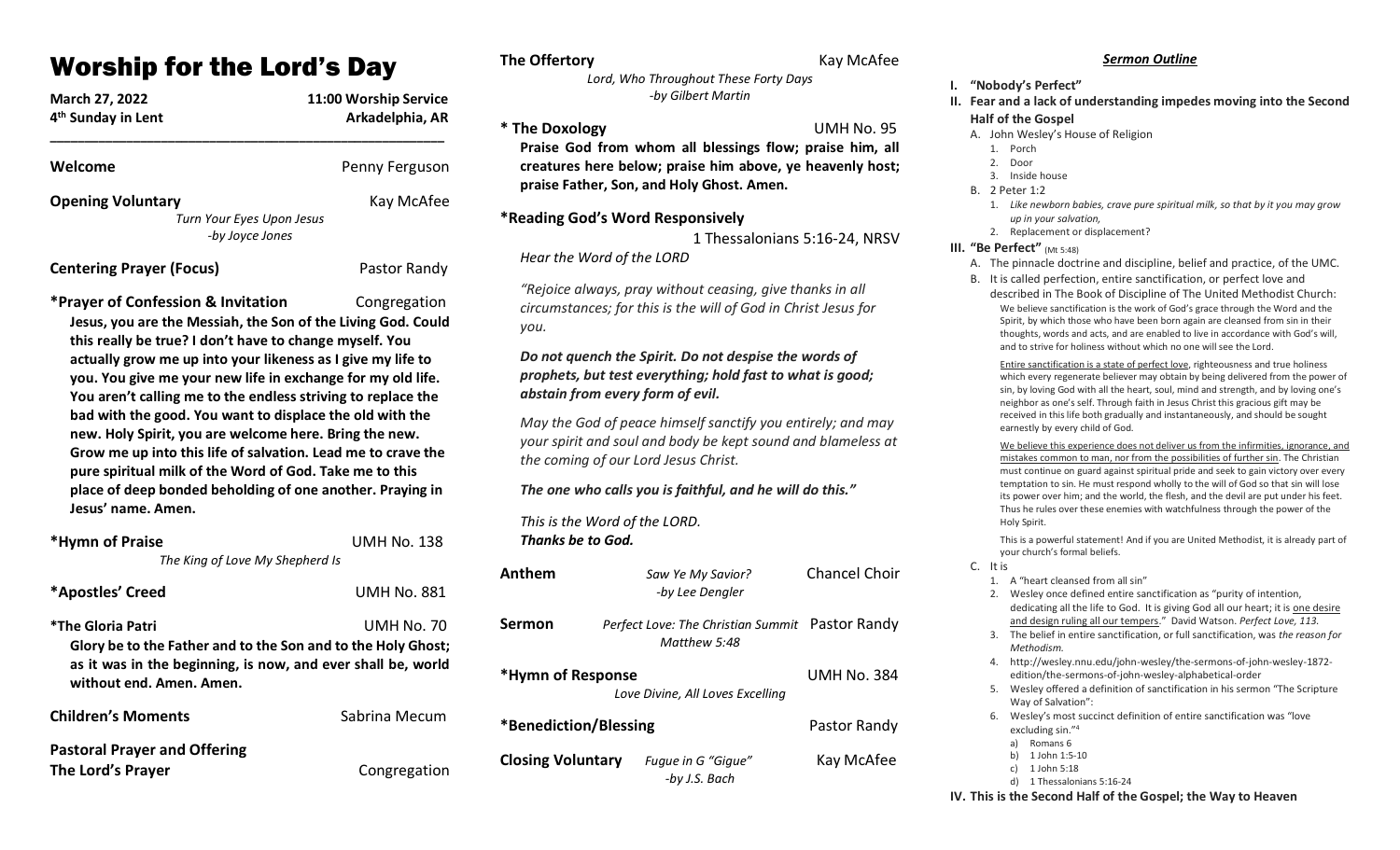# Worship for the Lord's Day

**March 27, 2022** — **11:00 Worship Service**
**4th Sunday in Lent** — **Arkadelphia, AR**

---

**Welcome** — Penny Ferguson

**Opening Voluntary** — Kay McAfee
*Turn Your Eyes Upon Jesus*
*-by Joyce Jones*

**Centering Prayer (Focus)** — Pastor Randy

**\*Prayer of Confession & Invitation** — Congregation
**Jesus, you are the Messiah, the Son of the Living God. Could this really be true? I don't have to change myself. You actually grow me up into your likeness as I give my life to you. You give me your new life in exchange for my old life. You aren't calling me to the endless striving to replace the bad with the good. You want to displace the old with the new. Holy Spirit, you are welcome here. Bring the new. Grow me up into this life of salvation. Lead me to crave the pure spiritual milk of the Word of God. Take me to this place of deep bonded beholding of one another. Praying in Jesus' name. Amen.**

**\*Hymn of Praise** — UMH No. 138
*The King of Love My Shepherd Is*

**\*Apostles' Creed** — UMH No. 881

**\*The Gloria Patri** — UMH No. 70
**Glory be to the Father and to the Son and to the Holy Ghost; as it was in the beginning, is now, and ever shall be, world without end. Amen. Amen.**

**Children's Moments** — Sabrina Mecum

**Pastoral Prayer and Offering**
**The Lord's Prayer** — Congregation

**The Offertory** — Kay McAfee
*Lord, Who Throughout These Forty Days*
*-by Gilbert Martin*

**\* The Doxology** — UMH No. 95
**Praise God from whom all blessings flow; praise him, all creatures here below; praise him above, ye heavenly host; praise Father, Son, and Holy Ghost. Amen.**

**\*Reading God's Word Responsively** — 1 Thessalonians 5:16-24, NRSV

*Hear the Word of the LORD*

*"Rejoice always, pray without ceasing, give thanks in all circumstances; for this is the will of God in Christ Jesus for you.*

***Do not quench the Spirit. Do not despise the words of prophets, but test everything; hold fast to what is good; abstain from every form of evil.***

*May the God of peace himself sanctify you entirely; and may your spirit and soul and body be kept sound and blameless at the coming of our Lord Jesus Christ.*

***The one who calls you is faithful, and he will do this."***

*This is the Word of the LORD.*
***Thanks be to God.***

**Anthem** — *Saw Ye My Savior?* *-by Lee Dengler* — Chancel Choir

**Sermon** — *Perfect Love: The Christian Summit* *Matthew 5:48* — Pastor Randy

**\*Hymn of Response** — UMH No. 384
*Love Divine, All Loves Excelling*

**\*Benediction/Blessing** — Pastor Randy

**Closing Voluntary** — *Fugue in G "Gigue"* *-by J.S. Bach* — Kay McAfee

## *Sermon Outline*

**I. "Nobody's Perfect"**

**II. Fear and a lack of understanding impedes moving into the Second Half of the Gospel**

A. John Wesley's House of Religion
1. Porch
2. Door
3. Inside house

B. 2 Peter 1:2
1. *Like newborn babies, crave pure spiritual milk, so that by it you may grow up in your salvation,*
2. Replacement or displacement?

**III. "Be Perfect"** (Mt 5:48)

A. The pinnacle doctrine and discipline, belief and practice, of the UMC.

B. It is called perfection, entire sanctification, or perfect love and described in The Book of Discipline of The United Methodist Church:

We believe sanctification is the work of God's grace through the Word and the Spirit, by which those who have been born again are cleansed from sin in their thoughts, words and acts, and are enabled to live in accordance with God's will, and to strive for holiness without which no one will see the Lord.

Entire sanctification is a state of perfect love, righteousness and true holiness which every regenerate believer may obtain by being delivered from the power of sin, by loving God with all the heart, soul, mind and strength, and by loving one's neighbor as one's self. Through faith in Jesus Christ this gracious gift may be received in this life both gradually and instantaneously, and should be sought earnestly by every child of God.

We believe this experience does not deliver us from the infirmities, ignorance, and mistakes common to man, nor from the possibilities of further sin. The Christian must continue on guard against spiritual pride and seek to gain victory over every temptation to sin. He must respond wholly to the will of God so that sin will lose its power over him; and the world, the flesh, and the devil are put under his feet. Thus he rules over these enemies with watchfulness through the power of the Holy Spirit.

This is a powerful statement! And if you are United Methodist, it is already part of your church's formal beliefs.

C. It is
1. A "heart cleansed from all sin"
2. Wesley once defined entire sanctification as "purity of intention, dedicating all the life to God. It is giving God all our heart; it is one desire and design ruling all our tempers." David Watson. *Perfect Love, 113.*
3. The belief in entire sanctification, or full sanctification, was *the reason for Methodism.*
4. http://wesley.nnu.edu/john-wesley/the-sermons-of-john-wesley-1872-edition/the-sermons-of-john-wesley-alphabetical-order
5. Wesley offered a definition of sanctification in his sermon "The Scripture Way of Salvation":
6. Wesley's most succinct definition of entire sanctification was "love excluding sin."[4]
   a) Romans 6
   b) 1 John 1:5-10
   c) 1 John 5:18
   d) 1 Thessalonians 5:16-24

**IV. This is the Second Half of the Gospel; the Way to Heaven**